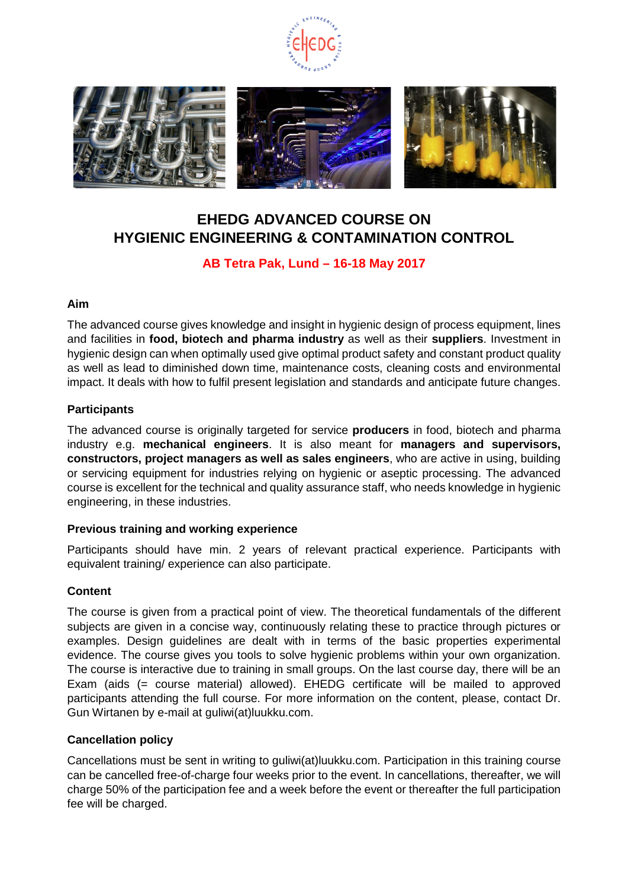# EHEDG ADVANCED COURSE ON HYGIENIC ENGINEERING & CONTAMINATION CONTROL

**AB Tetra Pak, Lund – 16-18 May 2017**

### Aim

The advanced course gives knowledge and insight in hygienic design of process equipment, lines and facilities in **food, biotech and pharma industry** as well as their **suppliers**. Investment in hygienic design can when optimally used give optimal product safety and constant product quality as well as lead to diminished down time, maintenance costs, cleaning costs and environmental impact. It deals with how to fulfil present legislation and standards and anticipate future changes.

### Participants

The advanced course is originally targeted for service **producers** in food, biotech and pharma industry e.g. **mechanical engineers**. It is also meant for **managers and supervisors, constructors, project managers as well as sales engineers**, who are active in using, building or servicing equipment for industries relying on hygienic or aseptic processing. The advanced course is excellent for the technical and quality assurance staff, who needs knowledge in hygienic engineering, in these industries.

### Previous training and working experience

Participants should have min. 2 years of relevant practical experience. Participants with equivalent training/ experience can also participate.

### Content

The course is given from a practical point of view. The theoretical fundamentals of the different subjects are given in a concise way, continuously relating these to practice through pictures or examples. Design guidelines are dealt with in terms of the basic properties experimental evidence. The course gives you tools to solve hygienic problems within your own organization. The course is interactive due to training in small groups. On the last course day, there will be an Exam (aids (= course material) allowed). EHEDG certificate will be mailed to approved participants attending the full course. For more information on the content, please, contact Dr. Gun Wirtanen by e-mail at guliwi(at)luukku.com.

### Cancellation policy

Cancellations must be sent in writing to guliwi(at)luukku.com. Participation in this training course can be cancelled free-of-charge four weeks prior to the event. In cancellations, thereafter, we will charge 50% of the participation fee and a week before the event or thereafter the full participation fee will be charged.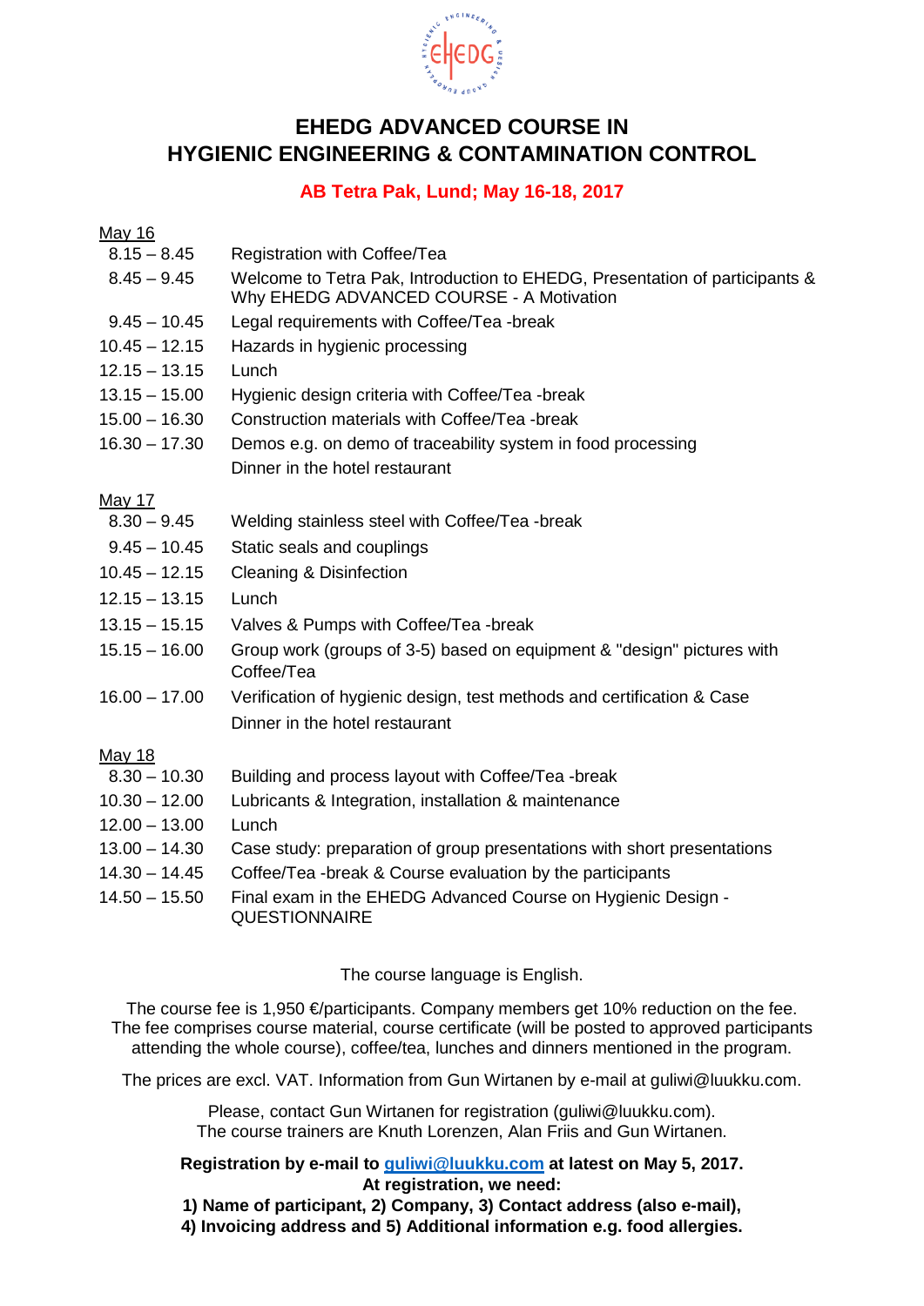# EHEDG ADVANCED COURSE IN HYGIENIC ENGINEERING & CONTAMINATION CONTROL

## AB Tetra Pak, Lund; May 16-18, 2017

**May 16**

| | |
|---|---|
| 8.15 – 8.45 | Registration with Coffee/Tea |
| 8.45 – 9.45 | Welcome to Tetra Pak, Introduction to EHEDG, Presentation of participants & Why EHEDG ADVANCED COURSE - A Motivation |
| 9.45 – 10.45 | Legal requirements with Coffee/Tea -break |
| 10.45 – 12.15 | Hazards in hygienic processing |
| 12.15 – 13.15 | Lunch |
| 13.15 – 15.00 | Hygienic design criteria with Coffee/Tea -break |
| 15.00 – 16.30 | Construction materials with Coffee/Tea -break |
| 16.30 – 17.30 | Demos e.g. on demo of traceability system in food processing |
| | Dinner in the hotel restaurant |

**May 17**

| | |
|---|---|
| 8.30 – 9.45 | Welding stainless steel with Coffee/Tea -break |
| 9.45 – 10.45 | Static seals and couplings |
| 10.45 – 12.15 | Cleaning & Disinfection |
| 12.15 – 13.15 | Lunch |
| 13.15 – 15.15 | Valves & Pumps with Coffee/Tea -break |
| 15.15 – 16.00 | Group work (groups of 3-5) based on equipment & "design" pictures with Coffee/Tea |
| 16.00 – 17.00 | Verification of hygienic design, test methods and certification & Case |
| | Dinner in the hotel restaurant |

**May 18**

| | |
|---|---|
| 8.30 – 10.30 | Building and process layout with Coffee/Tea -break |
| 10.30 – 12.00 | Lubricants & Integration, installation & maintenance |
| 12.00 – 13.00 | Lunch |
| 13.00 – 14.30 | Case study: preparation of group presentations with short presentations |
| 14.30 – 14.45 | Coffee/Tea -break & Course evaluation by the participants |
| 14.50 – 15.50 | Final exam in the EHEDG Advanced Course on Hygienic Design - QUESTIONNAIRE |

The course language is English.

The course fee is 1,950 €/participants. Company members get 10% reduction on the fee. The fee comprises course material, course certificate (will be posted to approved participants attending the whole course), coffee/tea, lunches and dinners mentioned in the program.

The prices are excl. VAT. Information from Gun Wirtanen by e-mail at guliwi@luukku.com.

Please, contact Gun Wirtanen for registration (guliwi@luukku.com). The course trainers are Knuth Lorenzen, Alan Friis and Gun Wirtanen.

**Registration by e-mail to guliwi@luukku.com at latest on May 5, 2017.**
**At registration, we need:**
**1) Name of participant, 2) Company, 3) Contact address (also e-mail), 4) Invoicing address and 5) Additional information e.g. food allergies.**